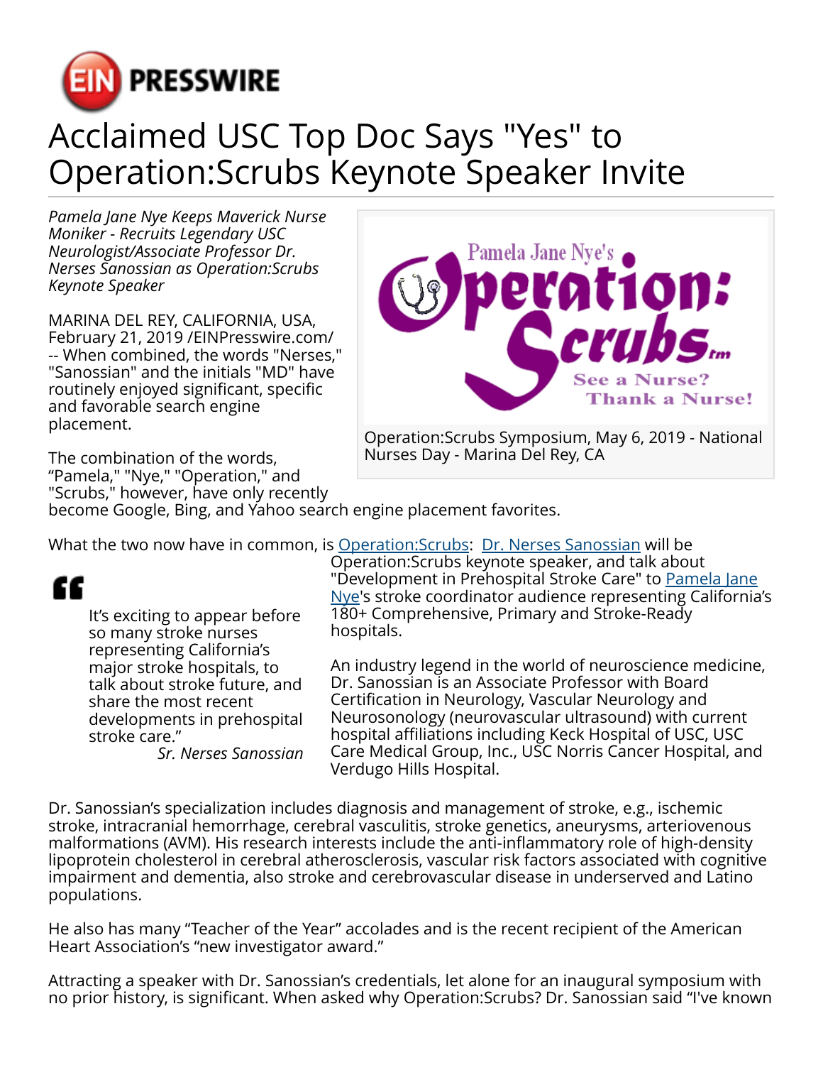# Acclaimed USC Top Doc Says "Yes" to Operation:Scrubs Keynote Speaker Invite

*Pamela Jane Nye Keeps Maverick Nurse Moniker - Recruits Legendary USC Neurologist/Associate Professor Dr. Nerses Sanossian as Operation:Scrubs Keynote Speaker*

MARINA DEL REY, CALIFORNIA, USA, February 21, 2019 /EINPresswire.com/ -- When combined, the words "Nerses," "Sanossian" and the initials "MD" have routinely enjoyed significant, specific and favorable search engine placement.

Operation:Scrubs Symposium, May 6, 2019 - National Nurses Day - Marina Del Rey, CA

The combination of the words, "Pamela," "Nye," "Operation," and "Scrubs," however, have only recently become Google, Bing, and Yahoo search engine placement favorites.

What the two now have in common, is Operation:Scrubs: Dr. Nerses Sanossian will be Operation:Scrubs keynote speaker, and talk about "Development in Prehospital Stroke Care" to Pamela Jane Nye's stroke coordinator audience representing California's 180+ Comprehensive, Primary and Stroke-Ready hospitals.

> It's exciting to appear before so many stroke nurses representing California's major stroke hospitals, to talk about stroke future, and share the most recent developments in prehospital stroke care."
>
> *Sr. Nerses Sanossian*

An industry legend in the world of neuroscience medicine, Dr. Sanossian is an Associate Professor with Board Certification in Neurology, Vascular Neurology and Neurosonology (neurovascular ultrasound) with current hospital affiliations including Keck Hospital of USC, USC Care Medical Group, Inc., USC Norris Cancer Hospital, and Verdugo Hills Hospital.

Dr. Sanossian's specialization includes diagnosis and management of stroke, e.g., ischemic stroke, intracranial hemorrhage, cerebral vasculitis, stroke genetics, aneurysms, arteriovenous malformations (AVM). His research interests include the anti-inflammatory role of high-density lipoprotein cholesterol in cerebral atherosclerosis, vascular risk factors associated with cognitive impairment and dementia, also stroke and cerebrovascular disease in underserved and Latino populations.

He also has many "Teacher of the Year" accolades and is the recent recipient of the American Heart Association's "new investigator award."

Attracting a speaker with Dr. Sanossian's credentials, let alone for an inaugural symposium with no prior history, is significant. When asked why Operation:Scrubs? Dr. Sanossian said "I've known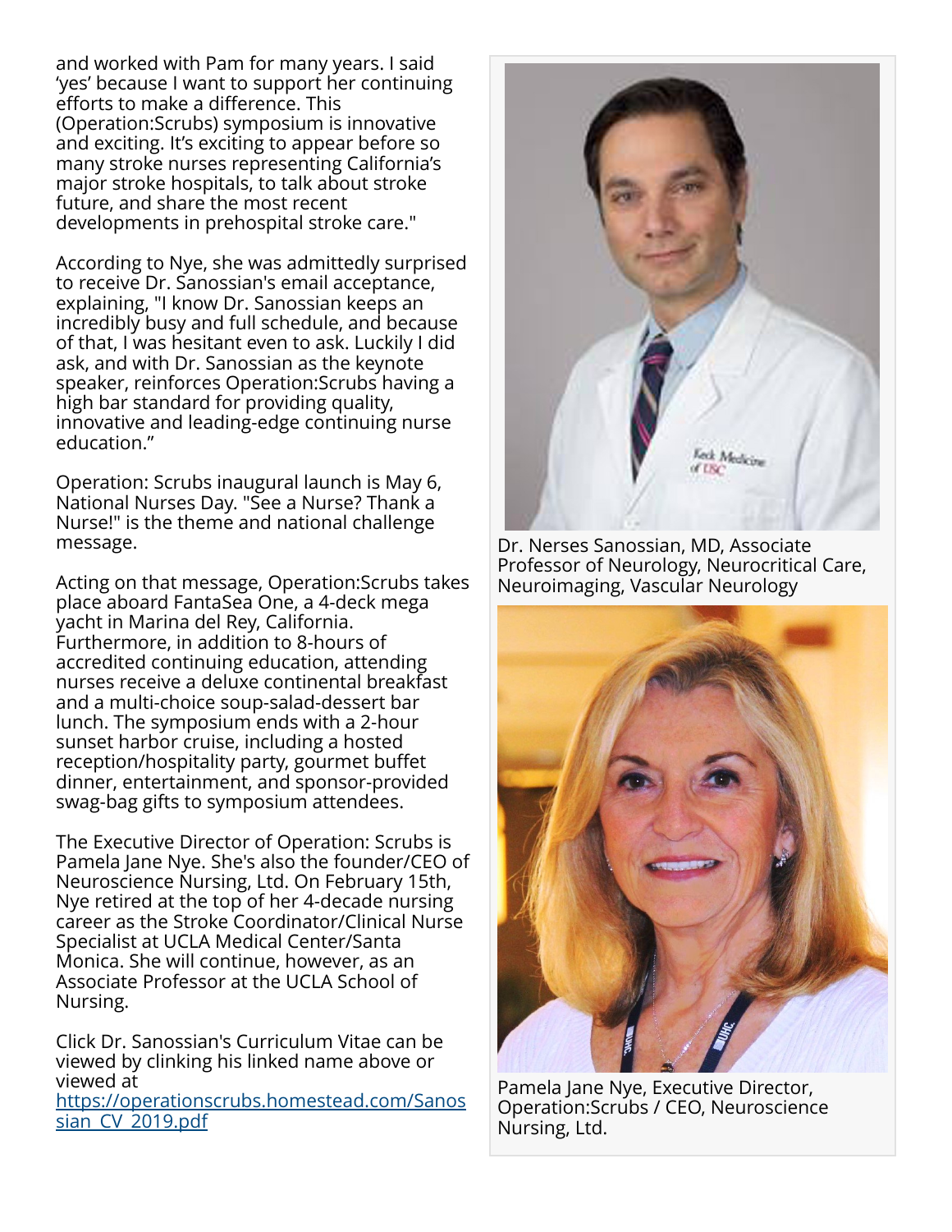and worked with Pam for many years. I said 'yes' because I want to support her continuing efforts to make a difference. This (Operation:Scrubs) symposium is innovative and exciting. It's exciting to appear before so many stroke nurses representing California's major stroke hospitals, to talk about stroke future, and share the most recent developments in prehospital stroke care."

According to Nye, she was admittedly surprised to receive Dr. Sanossian's email acceptance, explaining, "I know Dr. Sanossian keeps an incredibly busy and full schedule, and because of that, I was hesitant even to ask. Luckily I did ask, and with Dr. Sanossian as the keynote speaker, reinforces Operation:Scrubs having a high bar standard for providing quality, innovative and leading-edge continuing nurse education."

Operation: Scrubs inaugural launch is May 6, National Nurses Day. "See a Nurse? Thank a Nurse!" is the theme and national challenge message.

Acting on that message, Operation:Scrubs takes place aboard FantaSea One, a 4-deck mega yacht in Marina del Rey, California. Furthermore, in addition to 8-hours of accredited continuing education, attending nurses receive a deluxe continental breakfast and a multi-choice soup-salad-dessert bar lunch. The symposium ends with a 2-hour sunset harbor cruise, including a hosted reception/hospitality party, gourmet buffet dinner, entertainment, and sponsor-provided swag-bag gifts to symposium attendees.

The Executive Director of Operation: Scrubs is Pamela Jane Nye. She's also the founder/CEO of Neuroscience Nursing, Ltd. On February 15th, Nye retired at the top of her 4-decade nursing career as the Stroke Coordinator/Clinical Nurse Specialist at UCLA Medical Center/Santa Monica. She will continue, however, as an Associate Professor at the UCLA School of Nursing.

Click Dr. Sanossian's Curriculum Vitae can be viewed by clinking his linked name above or viewed at [https://operationscrubs.homestead.com/Sanossian_CV_2019.pdf](https://operationscrubs.homestead.com/Sanossian_CV_2019.pdf)

Dr. Nerses Sanossian, MD, Associate Professor of Neurology, Neurocritical Care, Neuroimaging, Vascular Neurology

Pamela Jane Nye, Executive Director, Operation:Scrubs / CEO, Neuroscience Nursing, Ltd.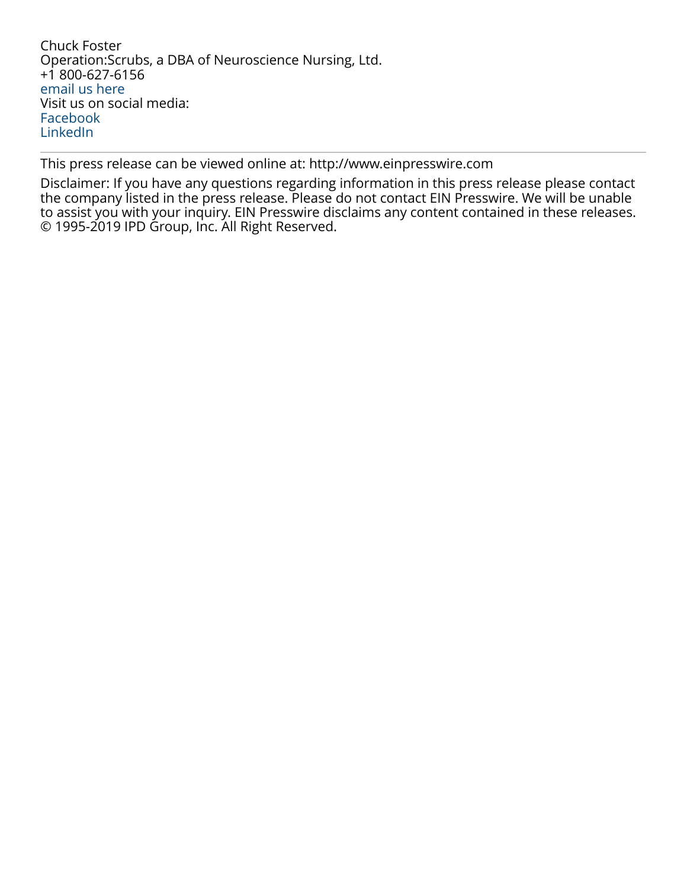Chuck Foster
Operation:Scrubs, a DBA of Neuroscience Nursing, Ltd.
+1 800-627-6156
email us here
Visit us on social media:
Facebook
LinkedIn

---

This press release can be viewed online at: http://www.einpresswire.com

Disclaimer: If you have any questions regarding information in this press release please contact the company listed in the press release. Please do not contact EIN Presswire. We will be unable to assist you with your inquiry. EIN Presswire disclaims any content contained in these releases. © 1995-2019 IPD Group, Inc. All Right Reserved.